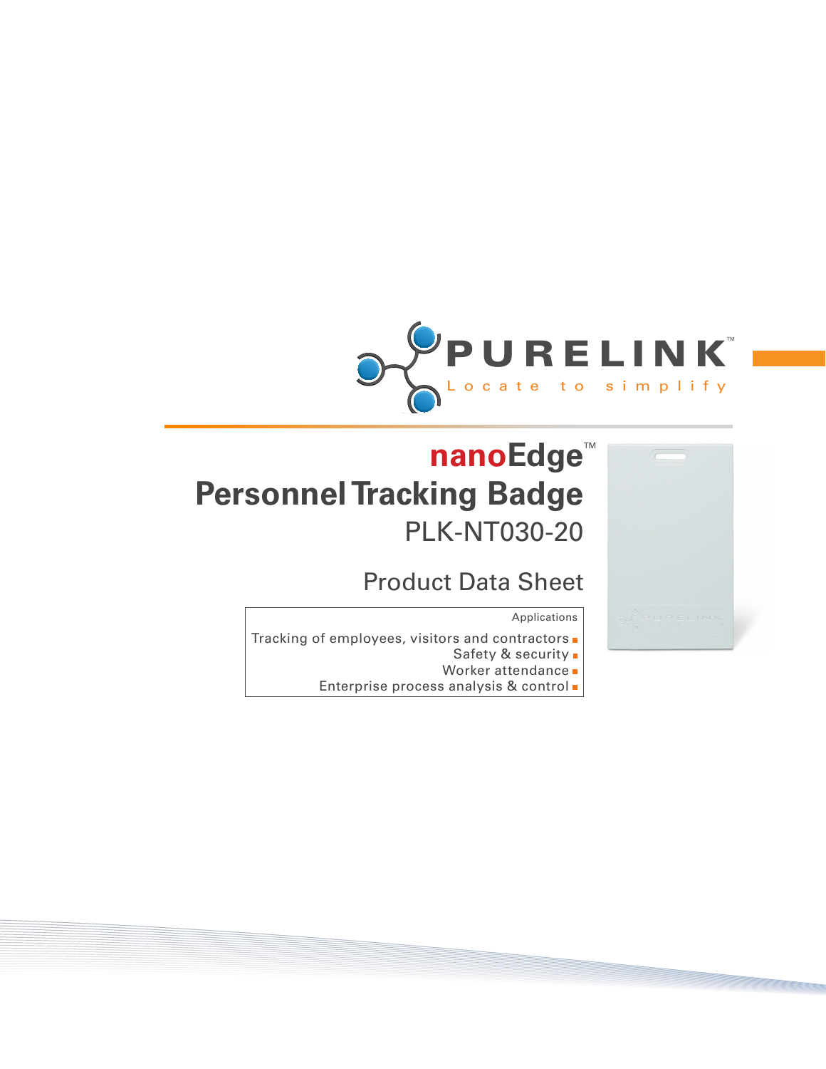PURELINK™

Locate to simplify

# nanoEdge™ Personnel Tracking Badge

## PLK-NT030-20

## Product Data Sheet

**Applications**

- Tracking of employees, visitors and contractors
- Safety & security
- Worker attendance
- Enterprise process analysis & control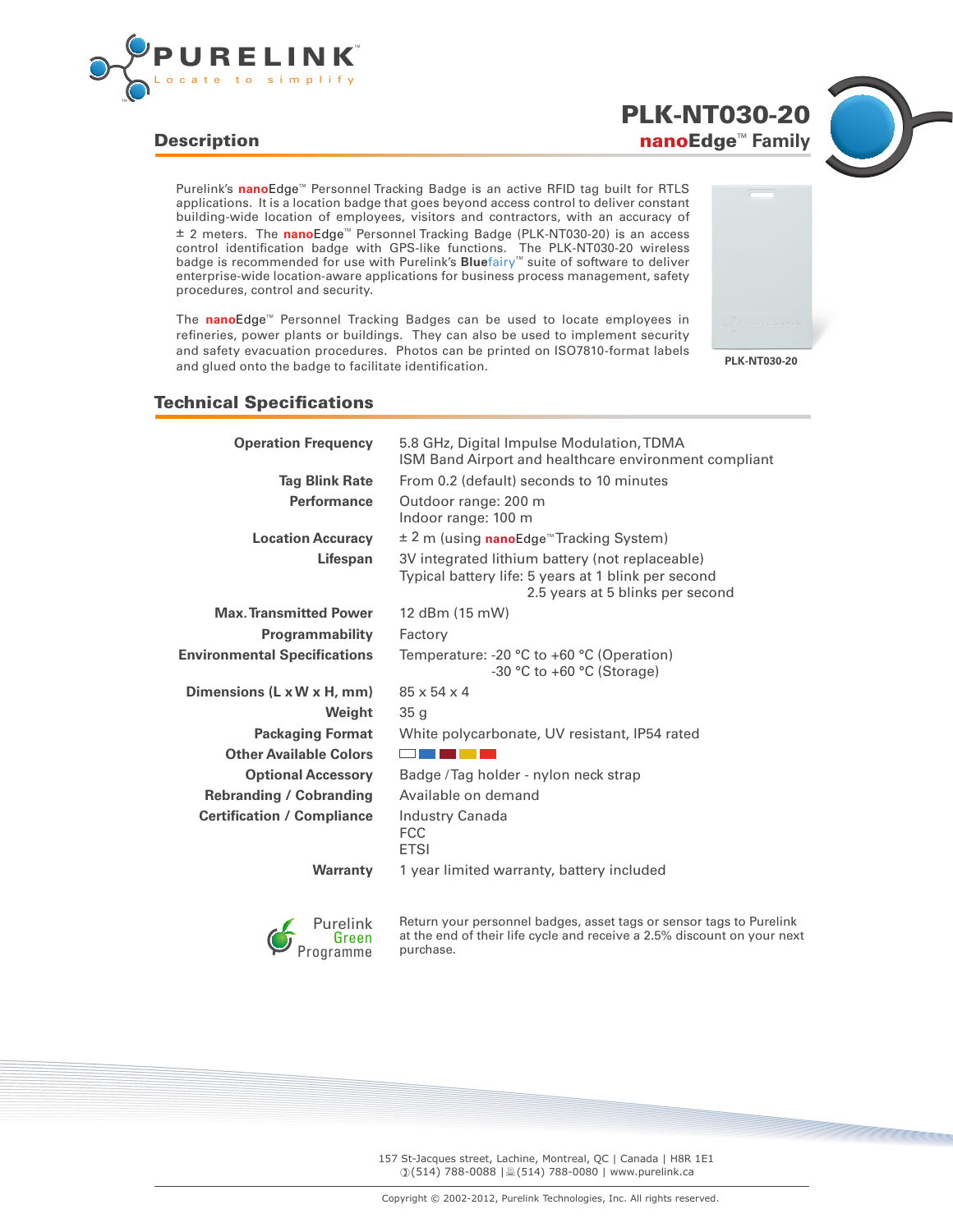# PLK-NT030-20

## nanoEdge™ Family

## Description

Purelink's **nanoEdge™** Personnel Tracking Badge is an active RFID tag built for RTLS applications. It is a location badge that goes beyond access control to deliver constant building-wide location of employees, visitors and contractors, with an accuracy of ± 2 meters. The **nanoEdge™** Personnel Tracking Badge (PLK-NT030-20) is an access control identification badge with GPS-like functions. The PLK-NT030-20 wireless badge is recommended for use with Purelink's **Blue**fairy™ suite of software to deliver enterprise-wide location-aware applications for business process management, safety procedures, control and security.

The **nanoEdge™** Personnel Tracking Badges can be used to locate employees in refineries, power plants or buildings. They can also be used to implement security and safety evacuation procedures. Photos can be printed on ISO7810-format labels and glued onto the badge to facilitate identification.

PLK-NT030-20

## Technical Specifications

| | |
|---|---|
| **Operation Frequency** | 5.8 GHz, Digital Impulse Modulation, TDMA<br>ISM Band Airport and healthcare environment compliant |
| **Tag Blink Rate** | From 0.2 (default) seconds to 10 minutes |
| **Performance** | Outdoor range: 200 m<br>Indoor range: 100 m |
| **Location Accuracy** | ± 2 m (using **nanoEdge™** Tracking System) |
| **Lifespan** | 3V integrated lithium battery (not replaceable)<br>Typical battery life: 5 years at 1 blink per second<br>2.5 years at 5 blinks per second |
| **Max. Transmitted Power** | 12 dBm (15 mW) |
| **Programmability** | Factory |
| **Environmental Specifications** | Temperature: -20 °C to +60 °C (Operation)<br>-30 °C to +60 °C (Storage) |
| **Dimensions (L x W x H, mm)** | 85 x 54 x 4 |
| **Weight** | 35 g |
| **Packaging Format** | White polycarbonate, UV resistant, IP54 rated |
| **Other Available Colors** | |
| **Optional Accessory** | Badge / Tag holder - nylon neck strap |
| **Rebranding / Cobranding** | Available on demand |
| **Certification / Compliance** | Industry Canada<br>FCC<br>ETSI |
| **Warranty** | 1 year limited warranty, battery included |

Purelink Green Programme

Return your personnel badges, asset tags or sensor tags to Purelink at the end of their life cycle and receive a 2.5% discount on your next purchase.

157 St-Jacques street, Lachine, Montreal, QC | Canada | H8R 1E1
(514) 788-0088 | (514) 788-0080 | www.purelink.ca

Copyright © 2002-2012, Purelink Technologies, Inc. All rights reserved.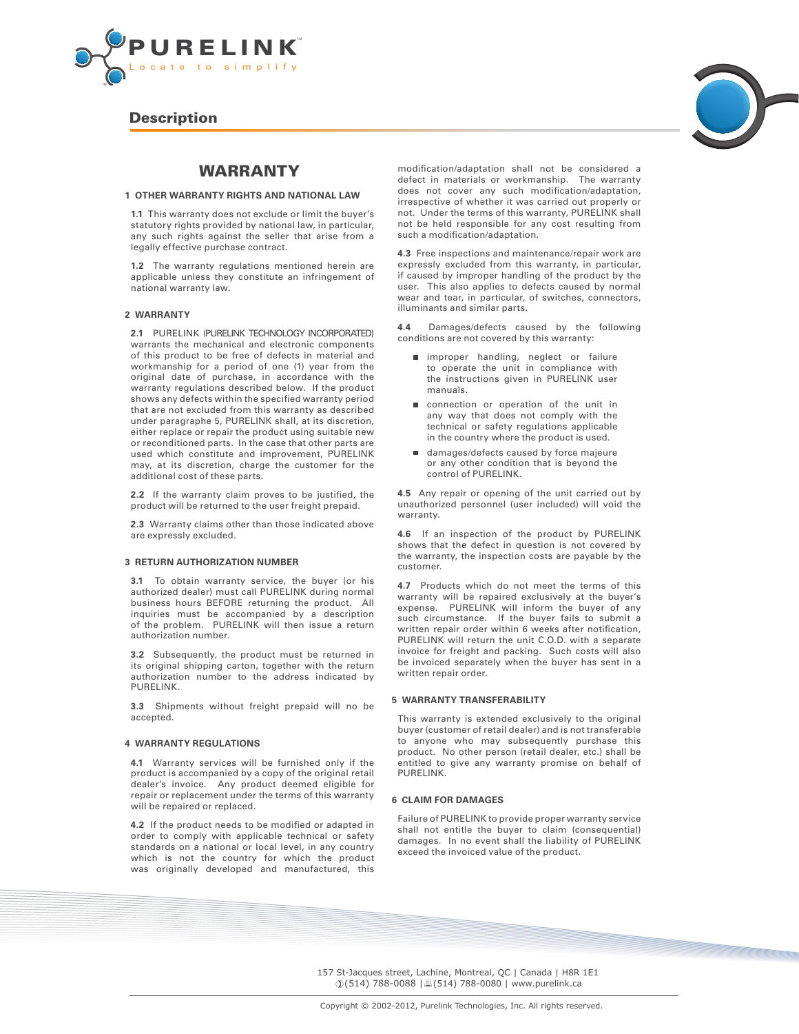## Description

# WARRANTY

### 1 OTHER WARRANTY RIGHTS AND NATIONAL LAW

**1.1** This warranty does not exclude or limit the buyer's statutory rights provided by national law, in particular, any such rights against the seller that arise from a legally effective purchase contract.

**1.2** The warranty regulations mentioned herein are applicable unless they constitute an infringement of national warranty law.

### 2 WARRANTY

**2.1** PURELINK (PURELINK TECHNOLOGY INCORPORATED) warrants the mechanical and electronic components of this product to be free of defects in material and workmanship for a period of one (1) year from the original date of purchase, in accordance with the warranty regulations described below. If the product shows any defects within the specified warranty period that are not excluded from this warranty as described under paragraphe 5, PURELINK shall, at its discretion, either replace or repair the product using suitable new or reconditioned parts. In the case that other parts are used which constitute and improvement, PURELINK may, at its discretion, charge the customer for the additional cost of these parts.

**2.2** If the warranty claim proves to be justified, the product will be returned to the user freight prepaid.

**2.3** Warranty claims other than those indicated above are expressly excluded.

### 3 RETURN AUTHORIZATION NUMBER

**3.1** To obtain warranty service, the buyer (or his authorized dealer) must call PURELINK during normal business hours BEFORE returning the product. All inquiries must be accompanied by a description of the problem. PURELINK will then issue a return authorization number.

**3.2** Subsequently, the product must be returned in its original shipping carton, together with the return authorization number to the address indicated by PURELINK.

**3.3** Shipments without freight prepaid will no be accepted.

### 4 WARRANTY REGULATIONS

**4.1** Warranty services will be furnished only if the product is accompanied by a copy of the original retail dealer's invoice. Any product deemed eligible for repair or replacement under the terms of this warranty will be repaired or replaced.

**4.2** If the product needs to be modified or adapted in order to comply with applicable technical or safety standards on a national or local level, in any country which is not the country for which the product was originally developed and manufactured, this modification/adaptation shall not be considered a defect in materials or workmanship. The warranty does not cover any such modification/adaptation, irrespective of whether it was carried out properly or not. Under the terms of this warranty, PURELINK shall not be held responsible for any cost resulting from such a modification/adaptation.

**4.3** Free inspections and maintenance/repair work are expressly excluded from this warranty, in particular, if caused by improper handling of the product by the user. This also applies to defects caused by normal wear and tear, in particular, of switches, connectors, illuminants and similar parts.

**4.4** Damages/defects caused by the following conditions are not covered by this warranty:

- improper handling, neglect or failure to operate the unit in compliance with the instructions given in PURELINK user manuals.
- connection or operation of the unit in any way that does not comply with the technical or safety regulations applicable in the country where the product is used.
- damages/defects caused by force majeure or any other condition that is beyond the control of PURELINK.

**4.5** Any repair or opening of the unit carried out by unauthorized personnel (user included) will void the warranty.

**4.6** If an inspection of the product by PURELINK shows that the defect in question is not covered by the warranty, the inspection costs are payable by the customer.

**4.7** Products which do not meet the terms of this warranty will be repaired exclusively at the buyer's expense. PURELINK will inform the buyer of any such circumstance. If the buyer fails to submit a written repair order within 6 weeks after notification, PURELINK will return the unit C.O.D. with a separate invoice for freight and packing. Such costs will also be invoiced separately when the buyer has sent in a written repair order.

### 5 WARRANTY TRANSFERABILITY

This warranty is extended exclusively to the original buyer (customer of retail dealer) and is not transferable to anyone who may subsequently purchase this product. No other person (retail dealer, etc.) shall be entitled to give any warranty promise on behalf of PURELINK.

### 6 CLAIM FOR DAMAGES

Failure of PURELINK to provide proper warranty service shall not entitle the buyer to claim (consequential) damages. In no event shall the liability of PURELINK exceed the invoiced value of the product.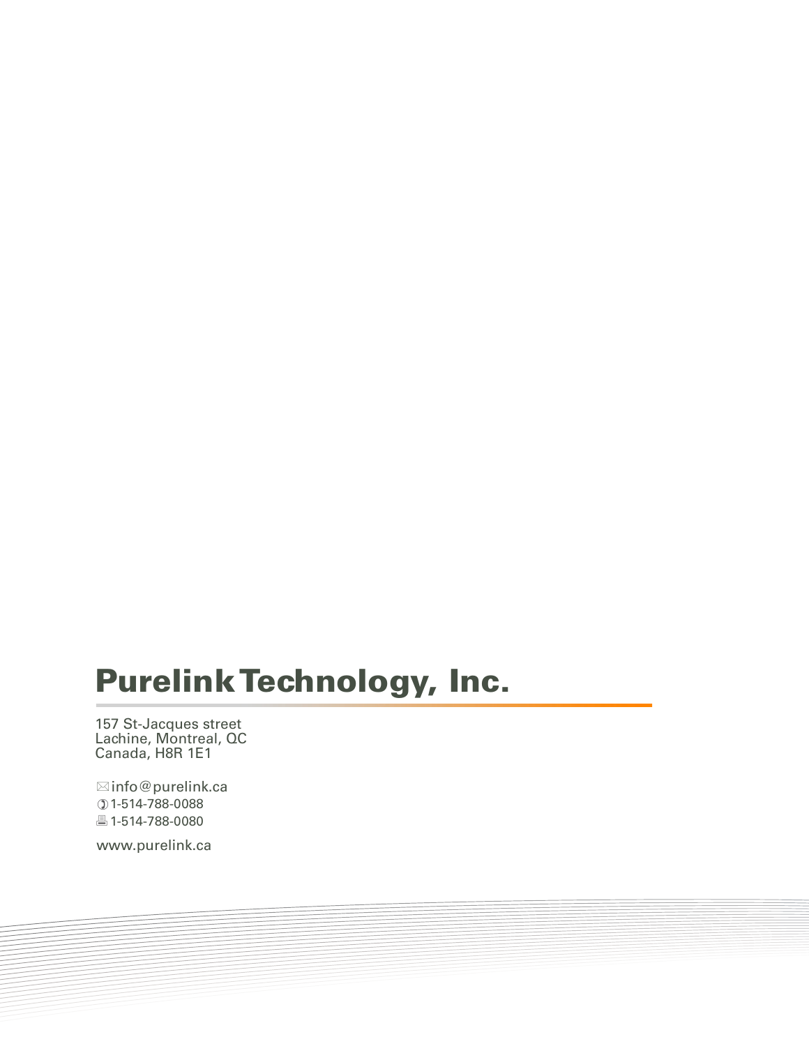# Purelink Technology, Inc.

157 St-Jacques street
Lachine, Montreal, QC
Canada, H8R 1E1

✉ info@purelink.ca
✆ 1-514-788-0088
🖷 1-514-788-0080

www.purelink.ca